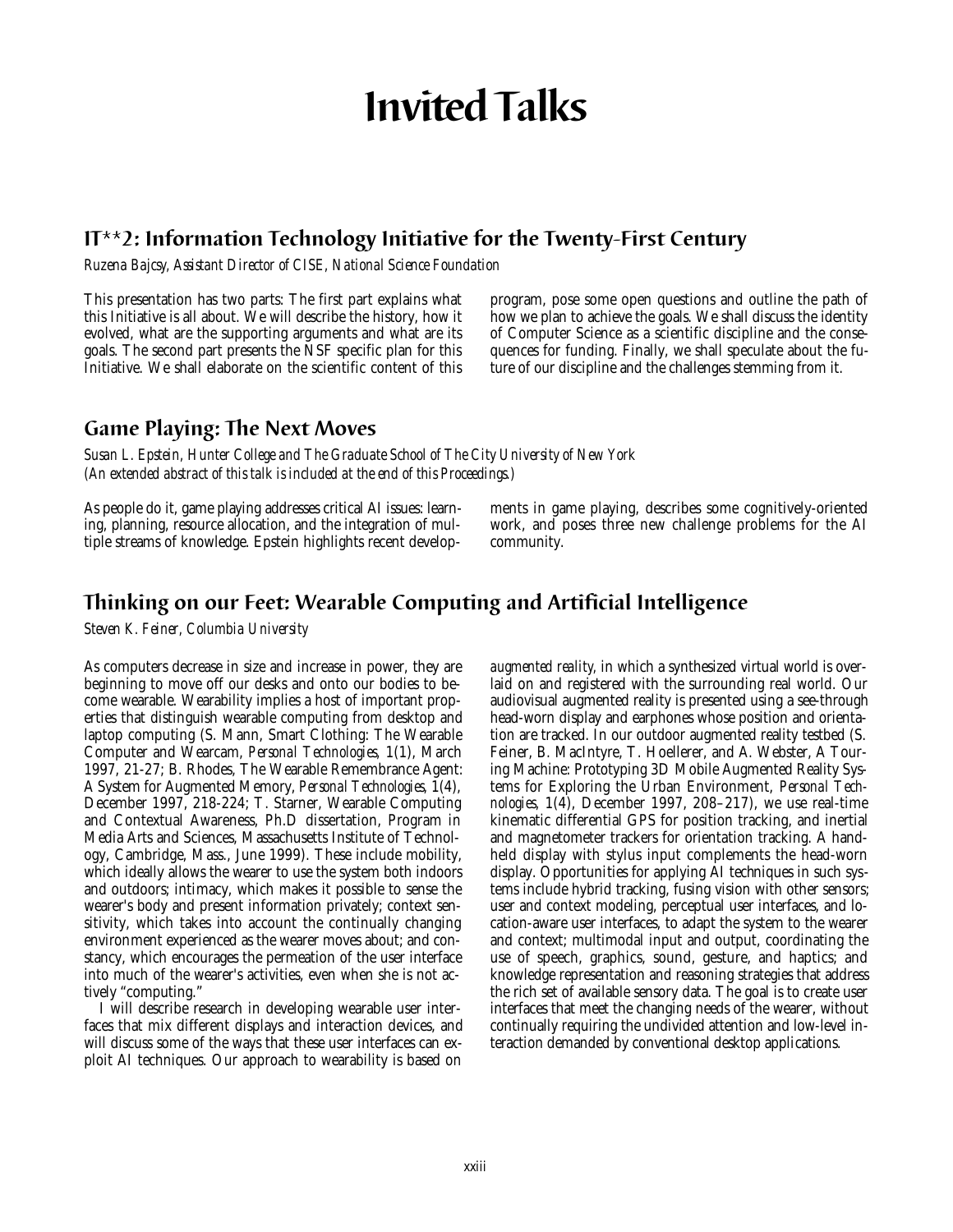# Invited Talks

## IT**2: Information Technology Initiative for the Twenty-First Century

*Ruzena Bajcsy, Assistant Director of CISE, National Science Foundation*

This presentation has two parts: The first part explains what this Initiative is all about. We will describe the history, how it evolved, what are the supporting arguments and what are its goals. The second part presents the NSF specific plan for this Initiative. We shall elaborate on the scientific content of this program, pose some open questions and outline the path of how we plan to achieve the goals. We shall discuss the identity of Computer Science as a scientific discipline and the consequences for funding. Finally, we shall speculate about the future of our discipline and the challenges stemming from it.

## Game Playing: The Next Moves

*Susan L. Epstein, Hunter College and The Graduate School of The City University of New York*
*(An extended abstract of this talk is included at the end of this Proceedings.)*

As people do it, game playing addresses critical AI issues: learning, planning, resource allocation, and the integration of multiple streams of knowledge. Epstein highlights recent developments in game playing, describes some cognitively-oriented work, and poses three new challenge problems for the AI community.

## Thinking on our Feet: Wearable Computing and Artificial Intelligence

*Steven K. Feiner, Columbia University*

As computers decrease in size and increase in power, they are beginning to move off our desks and onto our bodies to become wearable. Wearability implies a host of important properties that distinguish wearable computing from desktop and laptop computing (S. Mann, Smart Clothing: The Wearable Computer and Wearcam, *Personal Technologies*, 1(1), March 1997, 21-27; B. Rhodes, The Wearable Remembrance Agent: A System for Augmented Memory, *Personal Technologies*, 1(4), December 1997, 218-224; T. Starner, Wearable Computing and Contextual Awareness, Ph.D dissertation, Program in Media Arts and Sciences, Massachusetts Institute of Technology, Cambridge, Mass., June 1999). These include mobility, which ideally allows the wearer to use the system both indoors and outdoors; intimacy, which makes it possible to sense the wearer's body and present information privately; context sensitivity, which takes into account the continually changing environment experienced as the wearer moves about; and constancy, which encourages the permeation of the user interface into much of the wearer's activities, even when she is not actively "computing."

I will describe research in developing wearable user interfaces that mix different displays and interaction devices, and will discuss some of the ways that these user interfaces can exploit AI techniques. Our approach to wearability is based on *augmented reality*, in which a synthesized virtual world is overlaid on and registered with the surrounding real world. Our audiovisual augmented reality is presented using a see-through head-worn display and earphones whose position and orientation are tracked. In our outdoor augmented reality testbed (S. Feiner, B. MacIntyre, T. Hoellerer, and A. Webster, A Touring Machine: Prototyping 3D Mobile Augmented Reality Systems for Exploring the Urban Environment, *Personal Technologies*, 1(4), December 1997, 208–217), we use real-time kinematic differential GPS for position tracking, and inertial and magnetometer trackers for orientation tracking. A hand-held display with stylus input complements the head-worn display. Opportunities for applying AI techniques in such systems include hybrid tracking, fusing vision with other sensors; user and context modeling, perceptual user interfaces, and location-aware user interfaces, to adapt the system to the wearer and context; multimodal input and output, coordinating the use of speech, graphics, sound, gesture, and haptics; and knowledge representation and reasoning strategies that address the rich set of available sensory data. The goal is to create user interfaces that meet the changing needs of the wearer, without continually requiring the undivided attention and low-level interaction demanded by conventional desktop applications.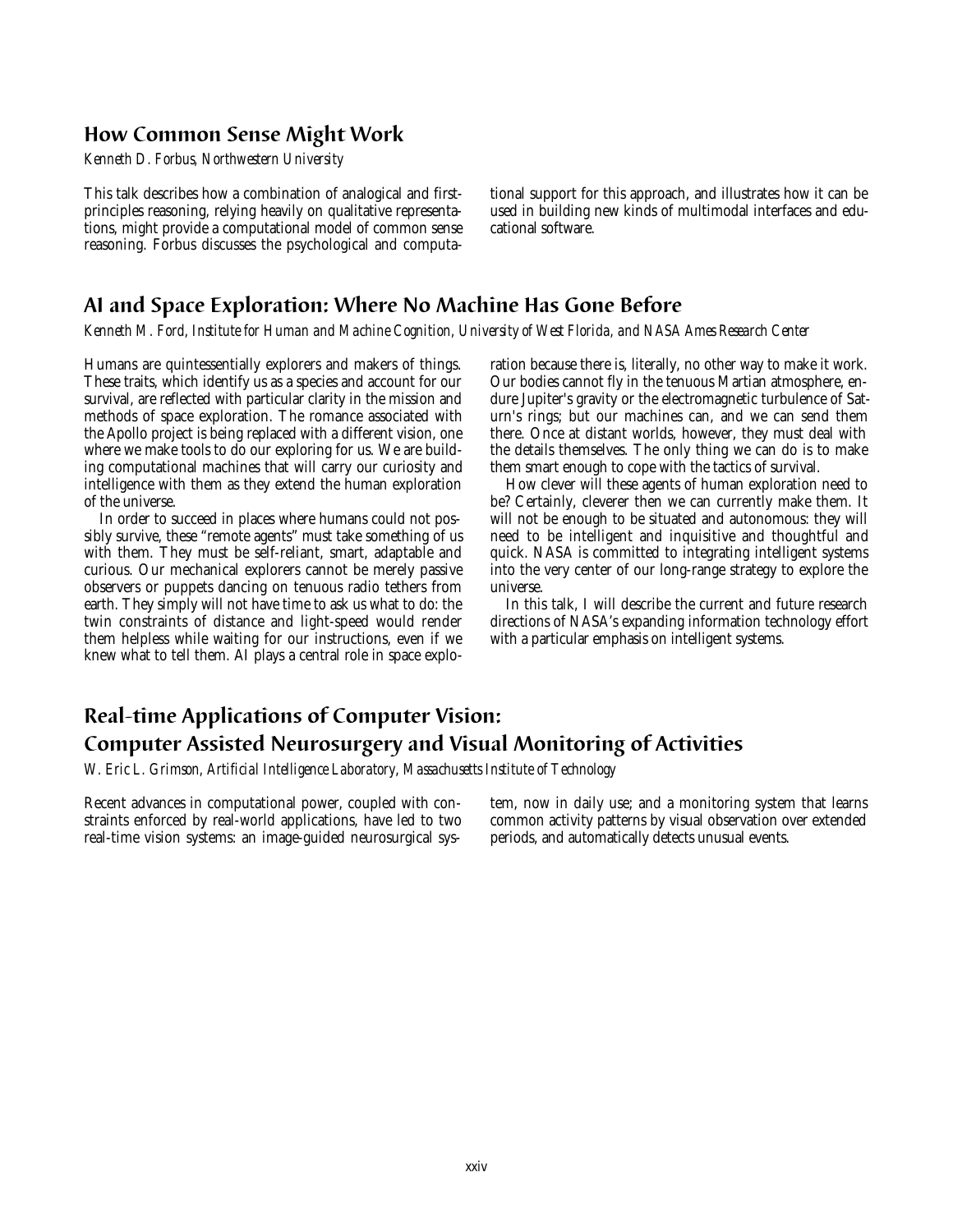## How Common Sense Might Work

*Kenneth D. Forbus, Northwestern University*

This talk describes how a combination of analogical and first-principles reasoning, relying heavily on qualitative representations, might provide a computational model of common sense reasoning. Forbus discusses the psychological and computational support for this approach, and illustrates how it can be used in building new kinds of multimodal interfaces and educational software.

## AI and Space Exploration: Where No Machine Has Gone Before

*Kenneth M. Ford, Institute for Human and Machine Cognition, University of West Florida, and NASA Ames Research Center*

Humans are quintessentially explorers and makers of things. These traits, which identify us as a species and account for our survival, are reflected with particular clarity in the mission and methods of space exploration. The romance associated with the Apollo project is being replaced with a different vision, one where we make tools to do our exploring for us. We are building computational machines that will carry our curiosity and intelligence with them as they extend the human exploration of the universe.

In order to succeed in places where humans could not possibly survive, these "remote agents" must take something of us with them. They must be self-reliant, smart, adaptable and curious. Our mechanical explorers cannot be merely passive observers or puppets dancing on tenuous radio tethers from earth. They simply will not have time to ask us what to do: the twin constraints of distance and light-speed would render them helpless while waiting for our instructions, even if we knew what to tell them. AI plays a central role in space exploration because there is, literally, no other way to make it work. Our bodies cannot fly in the tenuous Martian atmosphere, endure Jupiter's gravity or the electromagnetic turbulence of Saturn's rings; but our machines can, and we can send them there. Once at distant worlds, however, they must deal with the details themselves. The only thing we can do is to make them smart enough to cope with the tactics of survival.

How clever will these agents of human exploration need to be? Certainly, cleverer then we can currently make them. It will not be enough to be situated and autonomous: they will need to be intelligent and inquisitive and thoughtful and quick. NASA is committed to integrating intelligent systems into the very center of our long-range strategy to explore the universe.

In this talk, I will describe the current and future research directions of NASA's expanding information technology effort with a particular emphasis on intelligent systems.

## Real-time Applications of Computer Vision: Computer Assisted Neurosurgery and Visual Monitoring of Activities

*W. Eric L. Grimson, Artificial Intelligence Laboratory, Massachusetts Institute of Technology*

Recent advances in computational power, coupled with constraints enforced by real-world applications, have led to two real-time vision systems: an image-guided neurosurgical system, now in daily use; and a monitoring system that learns common activity patterns by visual observation over extended periods, and automatically detects unusual events.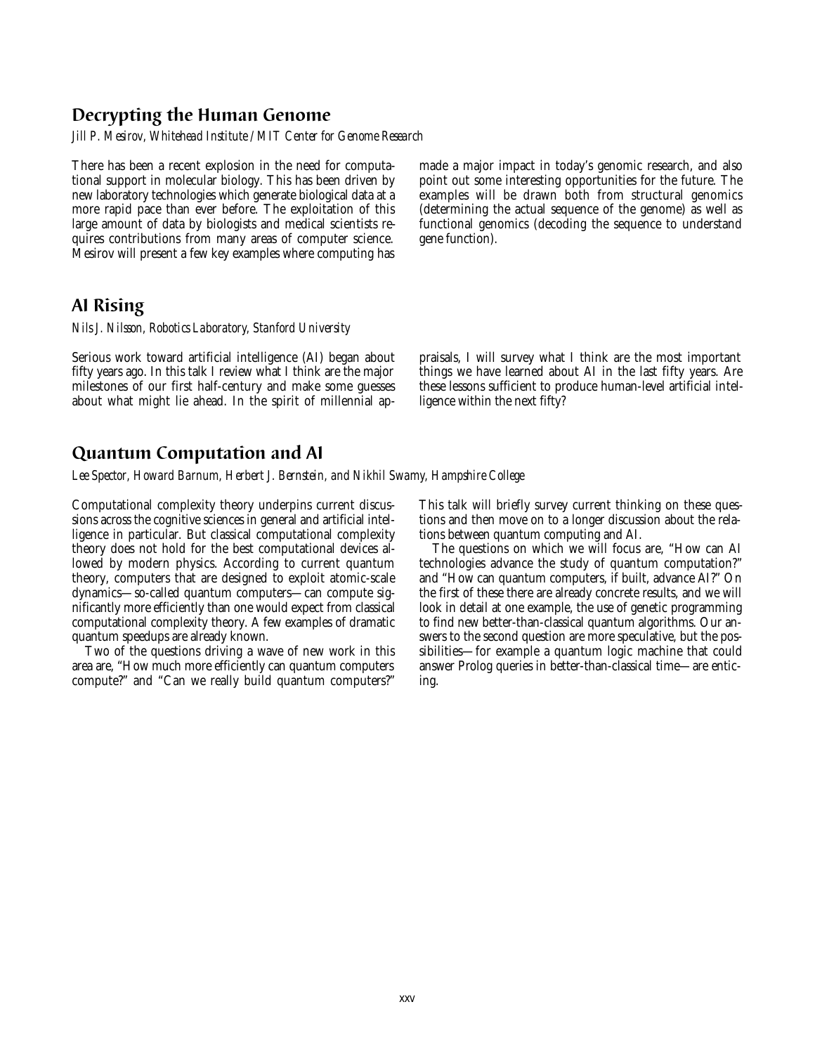## Decrypting the Human Genome

*Jill P. Mesirov, Whitehead Institute / MIT Center for Genome Research*

There has been a recent explosion in the need for computational support in molecular biology. This has been driven by new laboratory technologies which generate biological data at a more rapid pace than ever before. The exploitation of this large amount of data by biologists and medical scientists requires contributions from many areas of computer science. Mesirov will present a few key examples where computing has made a major impact in today's genomic research, and also point out some interesting opportunities for the future. The examples will be drawn both from structural genomics (determining the actual sequence of the genome) as well as functional genomics (decoding the sequence to understand gene function).

## AI Rising

*Nils J. Nilsson, Robotics Laboratory, Stanford University*

Serious work toward artificial intelligence (AI) began about fifty years ago. In this talk I review what I think are the major milestones of our first half-century and make some guesses about what might lie ahead. In the spirit of millennial appraisals, I will survey what I think are the most important things we have learned about AI in the last fifty years. Are these lessons sufficient to produce human-level artificial intelligence within the next fifty?

## Quantum Computation and AI

*Lee Spector, Howard Barnum, Herbert J. Bernstein, and Nikhil Swamy, Hampshire College*

Computational complexity theory underpins current discussions across the cognitive sciences in general and artificial intelligence in particular. But classical computational complexity theory does not hold for the best computational devices allowed by modern physics. According to current quantum theory, computers that are designed to exploit atomic-scale dynamics—so-called quantum computers—can compute significantly more efficiently than one would expect from classical computational complexity theory. A few examples of dramatic quantum speedups are already known.

Two of the questions driving a wave of new work in this area are, "How much more efficiently can quantum computers compute?" and "Can we really build quantum computers?" This talk will briefly survey current thinking on these questions and then move on to a longer discussion about the relations between quantum computing and AI.

The questions on which we will focus are, "How can AI technologies advance the study of quantum computation?" and "How can quantum computers, if built, advance AI?" On the first of these there are already concrete results, and we will look in detail at one example, the use of genetic programming to find new better-than-classical quantum algorithms. Our answers to the second question are more speculative, but the possibilities—for example a quantum logic machine that could answer Prolog queries in better-than-classical time—are enticing.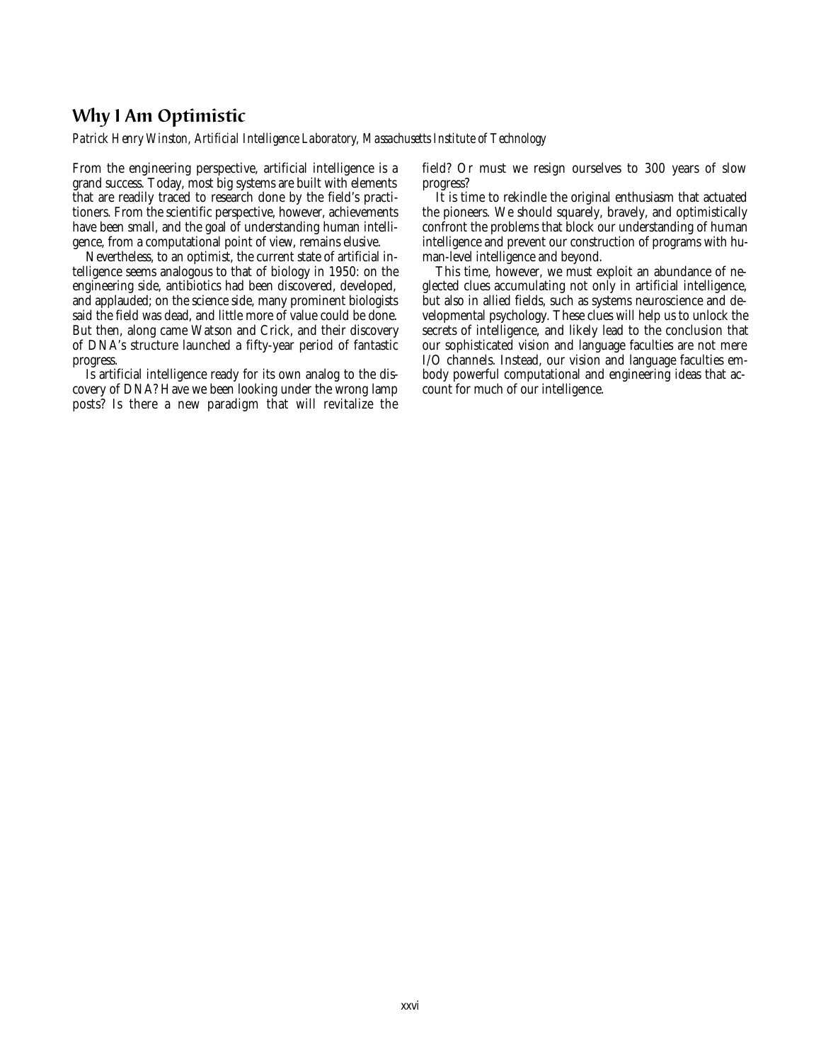## Why I Am Optimistic

*Patrick Henry Winston, Artificial Intelligence Laboratory, Massachusetts Institute of Technology*

From the engineering perspective, artificial intelligence is a grand success. Today, most big systems are built with elements that are readily traced to research done by the field's practitioners. From the scientific perspective, however, achievements have been small, and the goal of understanding human intelligence, from a computational point of view, remains elusive.

Nevertheless, to an optimist, the current state of artificial intelligence seems analogous to that of biology in 1950: on the engineering side, antibiotics had been discovered, developed, and applauded; on the science side, many prominent biologists said the field was dead, and little more of value could be done. But then, along came Watson and Crick, and their discovery of DNA's structure launched a fifty-year period of fantastic progress.

Is artificial intelligence ready for its own analog to the discovery of DNA? Have we been looking under the wrong lamp posts? Is there a new paradigm that will revitalize the field? Or must we resign ourselves to 300 years of slow progress?

It is time to rekindle the original enthusiasm that actuated the pioneers. We should squarely, bravely, and optimistically confront the problems that block our understanding of human intelligence and prevent our construction of programs with human-level intelligence and beyond.

This time, however, we must exploit an abundance of neglected clues accumulating not only in artificial intelligence, but also in allied fields, such as systems neuroscience and developmental psychology. These clues will help us to unlock the secrets of intelligence, and likely lead to the conclusion that our sophisticated vision and language faculties are not mere I/O channels. Instead, our vision and language faculties embody powerful computational and engineering ideas that account for much of our intelligence.